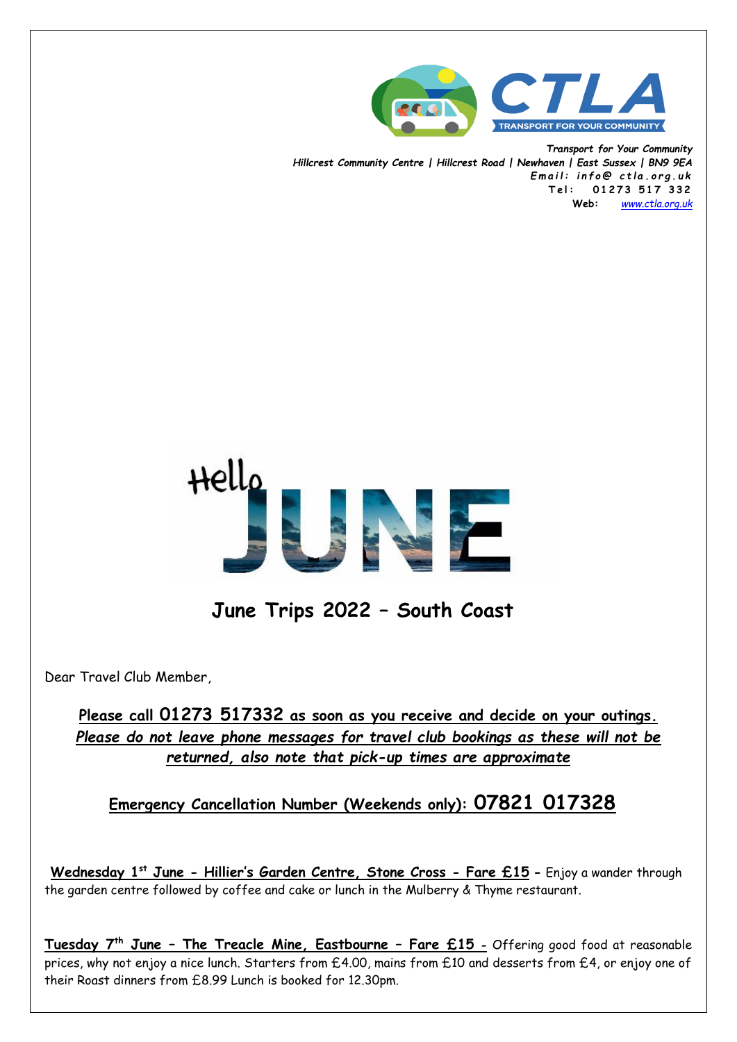CTLA
TRANSPORT FOR YOUR COMMUNITY

*Transport for Your Community*
*Hillcrest Community Centre | Hillcrest Road | Newhaven | East Sussex | BN9 9EA*
*Email: info@ ctla.org.uk*
**Tel:** 01273 517 332
**Web:** *www.ctla.org.uk*

Hello JUNE

## June Trips 2022 – South Coast

Dear Travel Club Member,

**Please call 01273 517332 as soon as you receive and decide on your outings.**
***Please do not leave phone messages for travel club bookings as these will not be returned, also note that pick-up times are approximate***

**Emergency Cancellation Number (Weekends only): 07821 017328**

**Wednesday 1st June - Hillier's Garden Centre, Stone Cross - Fare £15 –** Enjoy a wander through the garden centre followed by coffee and cake or lunch in the Mulberry & Thyme restaurant.

**Tuesday 7th June – The Treacle Mine, Eastbourne – Fare £15 -** Offering good food at reasonable prices, why not enjoy a nice lunch. Starters from £4.00, mains from £10 and desserts from £4, or enjoy one of their Roast dinners from £8.99 Lunch is booked for 12.30pm.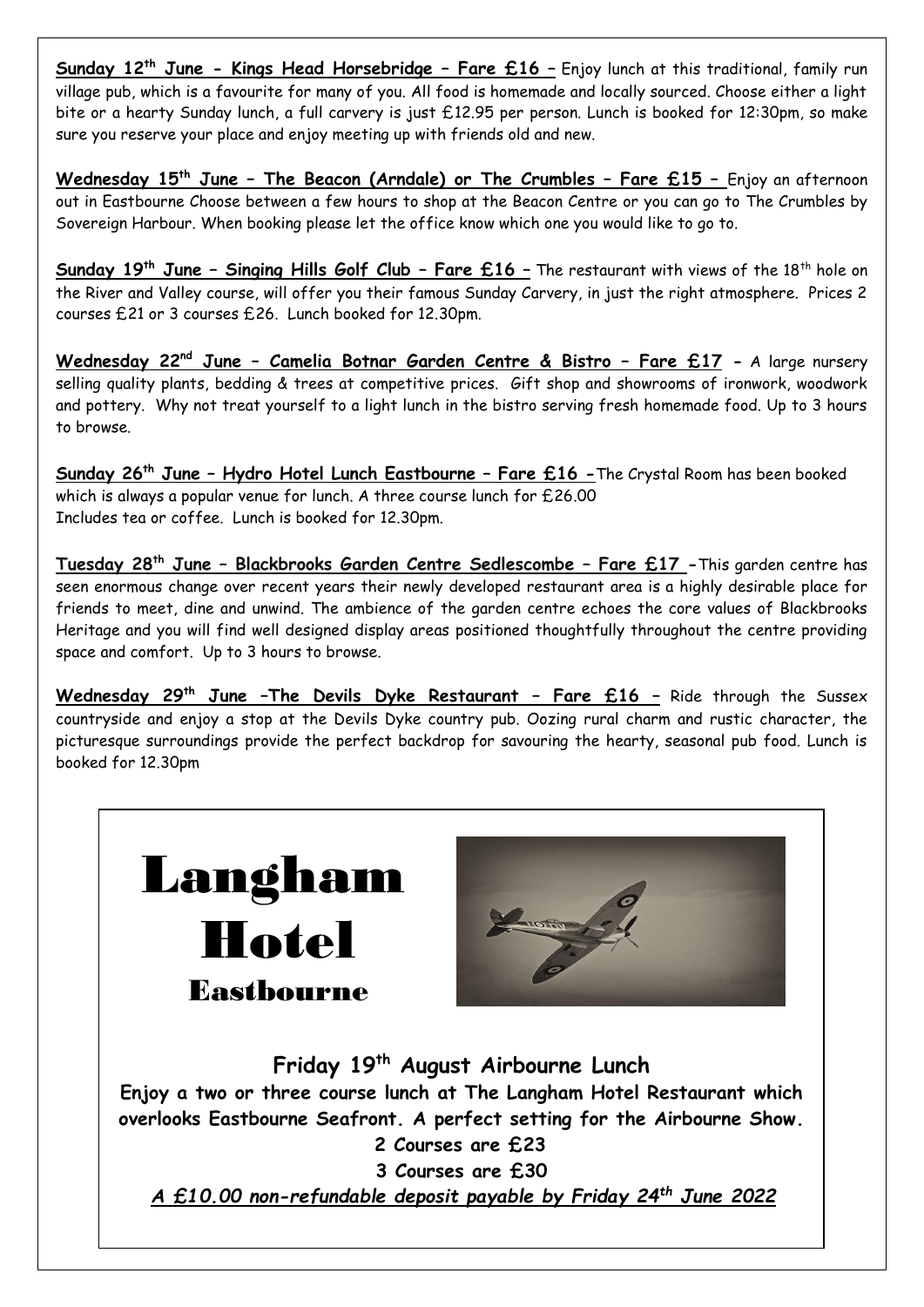**Sunday 12th June - Kings Head Horsebridge – Fare £16 –** Enjoy lunch at this traditional, family run village pub, which is a favourite for many of you. All food is homemade and locally sourced. Choose either a light bite or a hearty Sunday lunch, a full carvery is just £12.95 per person. Lunch is booked for 12:30pm, so make sure you reserve your place and enjoy meeting up with friends old and new.

**Wednesday 15th June – The Beacon (Arndale) or The Crumbles – Fare £15 –** Enjoy an afternoon out in Eastbourne Choose between a few hours to shop at the Beacon Centre or you can go to The Crumbles by Sovereign Harbour. When booking please let the office know which one you would like to go to.

**Sunday 19th June – Singing Hills Golf Club – Fare £16 –** The restaurant with views of the 18th hole on the River and Valley course, will offer you their famous Sunday Carvery, in just the right atmosphere. Prices 2 courses £21 or 3 courses £26. Lunch booked for 12.30pm.

**Wednesday 22nd June – Camelia Botnar Garden Centre & Bistro – Fare £17 -** A large nursery selling quality plants, bedding & trees at competitive prices. Gift shop and showrooms of ironwork, woodwork and pottery. Why not treat yourself to a light lunch in the bistro serving fresh homemade food. Up to 3 hours to browse.

**Sunday 26th June – Hydro Hotel Lunch Eastbourne – Fare £16 -** The Crystal Room has been booked which is always a popular venue for lunch. A three course lunch for £26.00
Includes tea or coffee. Lunch is booked for 12.30pm.

**Tuesday 28th June – Blackbrooks Garden Centre Sedlescombe – Fare £17 -** This garden centre has seen enormous change over recent years their newly developed restaurant area is a highly desirable place for friends to meet, dine and unwind. The ambience of the garden centre echoes the core values of Blackbrooks Heritage and you will find well designed display areas positioned thoughtfully throughout the centre providing space and comfort. Up to 3 hours to browse.

**Wednesday 29th June –The Devils Dyke Restaurant – Fare £16 –** Ride through the Sussex countryside and enjoy a stop at the Devils Dyke country pub. Oozing rural charm and rustic character, the picturesque surroundings provide the perfect backdrop for savouring the hearty, seasonal pub food. Lunch is booked for 12.30pm

# Langham Hotel

## Eastbourne

**Friday 19th August Airbourne Lunch**

**Enjoy a two or three course lunch at The Langham Hotel Restaurant which overlooks Eastbourne Seafront. A perfect setting for the Airbourne Show.**

**2 Courses are £23**

**3 Courses are £30**

***A £10.00 non-refundable deposit payable by Friday 24th June 2022***